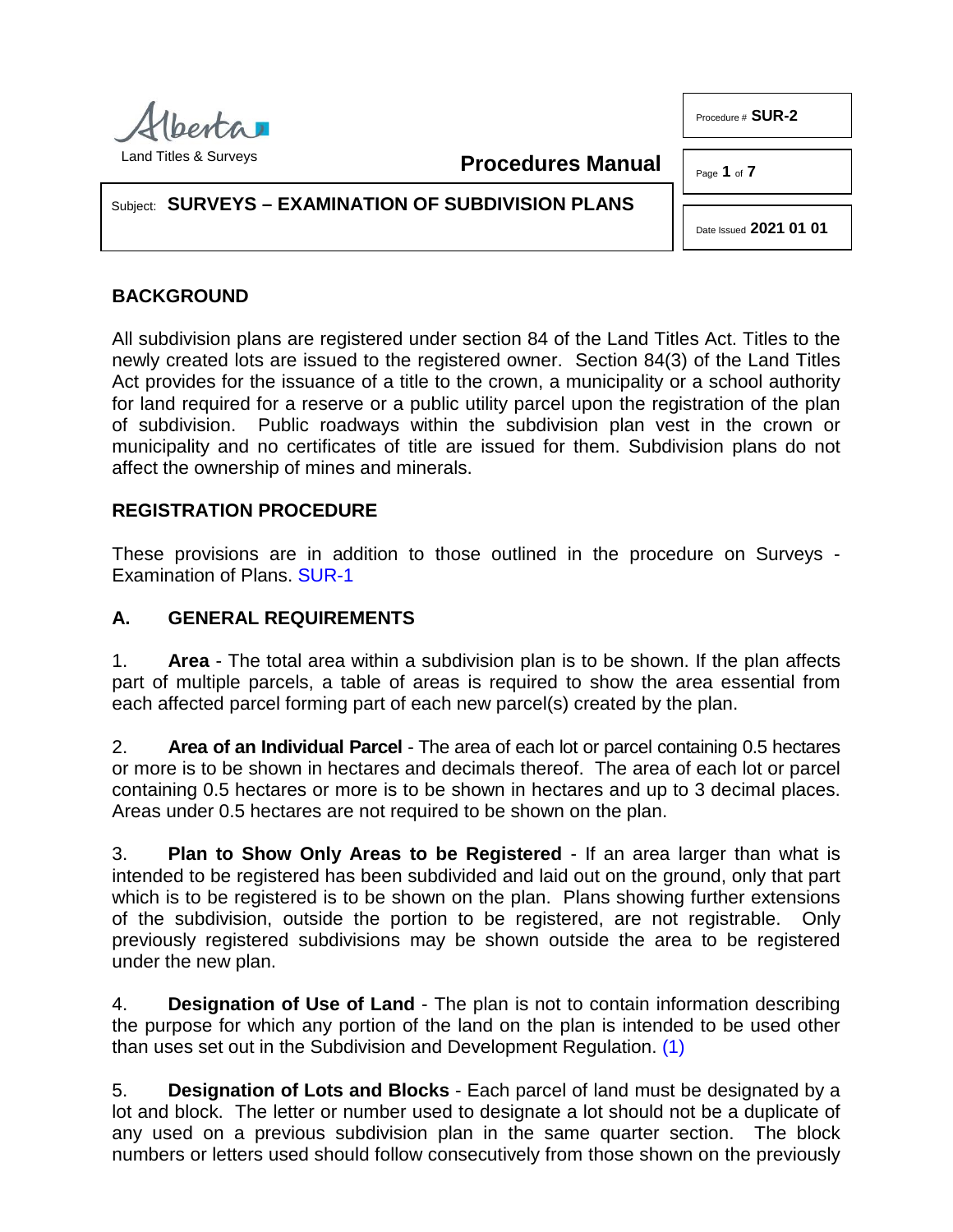Procedure # **SUR-2**

Date Issued **2021 01 01**

**Procedures Manual**

Subject: **SURVEYS – EXAMINATION OF SUBDIVISION PLANS**

## BACKGROUND

All subdivision plans are registered under section 84 of the Land Titles Act. Titles to the newly created lots are issued to the registered owner. Section 84(3) of the Land Titles Act provides for the issuance of a title to the crown, a municipality or a school authority for land required for a reserve or a public utility parcel upon the registration of the plan of subdivision. Public roadways within the subdivision plan vest in the crown or municipality and no certificates of title are issued for them. Subdivision plans do not affect the ownership of mines and minerals.

## REGISTRATION PROCEDURE

These provisions are in addition to those outlined in the procedure on Surveys - Examination of Plans. SUR-1

## A. GENERAL REQUIREMENTS

1. **Area** - The total area within a subdivision plan is to be shown. If the plan affects part of multiple parcels, a table of areas is required to show the area essential from each affected parcel forming part of each new parcel(s) created by the plan.

2. **Area of an Individual Parcel** - The area of each lot or parcel containing 0.5 hectares or more is to be shown in hectares and decimals thereof. The area of each lot or parcel containing 0.5 hectares or more is to be shown in hectares and up to 3 decimal places. Areas under 0.5 hectares are not required to be shown on the plan.

3. **Plan to Show Only Areas to be Registered** - If an area larger than what is intended to be registered has been subdivided and laid out on the ground, only that part which is to be registered is to be shown on the plan. Plans showing further extensions of the subdivision, outside the portion to be registered, are not registrable. Only previously registered subdivisions may be shown outside the area to be registered under the new plan.

4. **Designation of Use of Land** - The plan is not to contain information describing the purpose for which any portion of the land on the plan is intended to be used other than uses set out in the Subdivision and Development Regulation. (1)

5. **Designation of Lots and Blocks** - Each parcel of land must be designated by a lot and block. The letter or number used to designate a lot should not be a duplicate of any used on a previous subdivision plan in the same quarter section. The block numbers or letters used should follow consecutively from those shown on the previously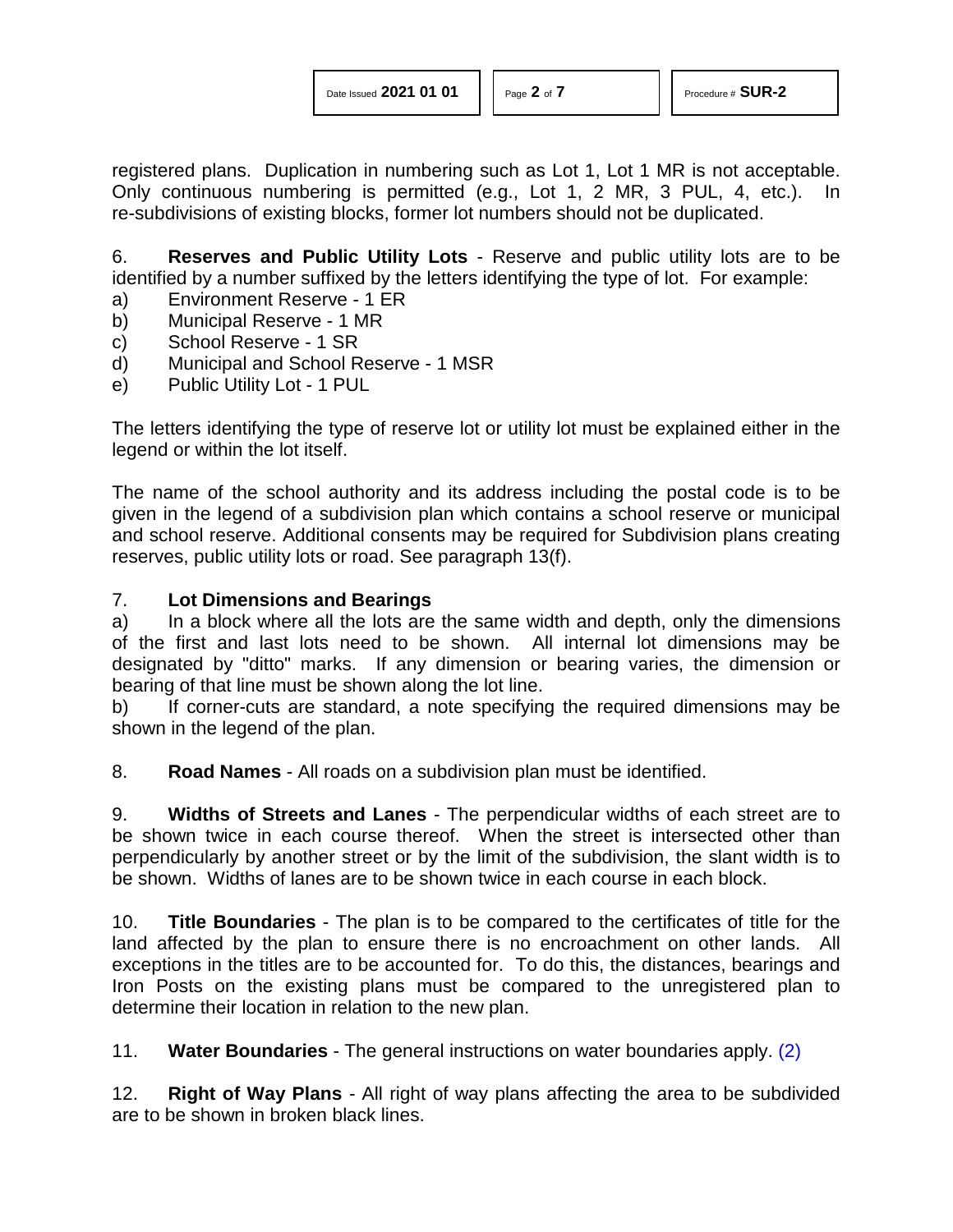registered plans. Duplication in numbering such as Lot 1, Lot 1 MR is not acceptable. Only continuous numbering is permitted (e.g., Lot 1, 2 MR, 3 PUL, 4, etc.). In re-subdivisions of existing blocks, former lot numbers should not be duplicated.

6. **Reserves and Public Utility Lots** - Reserve and public utility lots are to be identified by a number suffixed by the letters identifying the type of lot. For example:

a) Environment Reserve - 1 ER
b) Municipal Reserve - 1 MR
c) School Reserve - 1 SR
d) Municipal and School Reserve - 1 MSR
e) Public Utility Lot - 1 PUL

The letters identifying the type of reserve lot or utility lot must be explained either in the legend or within the lot itself.

The name of the school authority and its address including the postal code is to be given in the legend of a subdivision plan which contains a school reserve or municipal and school reserve. Additional consents may be required for Subdivision plans creating reserves, public utility lots or road. See paragraph 13(f).

7. **Lot Dimensions and Bearings**

a) In a block where all the lots are the same width and depth, only the dimensions of the first and last lots need to be shown. All internal lot dimensions may be designated by "ditto" marks. If any dimension or bearing varies, the dimension or bearing of that line must be shown along the lot line.

b) If corner-cuts are standard, a note specifying the required dimensions may be shown in the legend of the plan.

8. **Road Names** - All roads on a subdivision plan must be identified.

9. **Widths of Streets and Lanes** - The perpendicular widths of each street are to be shown twice in each course thereof. When the street is intersected other than perpendicularly by another street or by the limit of the subdivision, the slant width is to be shown. Widths of lanes are to be shown twice in each course in each block.

10. **Title Boundaries** - The plan is to be compared to the certificates of title for the land affected by the plan to ensure there is no encroachment on other lands. All exceptions in the titles are to be accounted for. To do this, the distances, bearings and Iron Posts on the existing plans must be compared to the unregistered plan to determine their location in relation to the new plan.

11. **Water Boundaries** - The general instructions on water boundaries apply. (2)

12. **Right of Way Plans** - All right of way plans affecting the area to be subdivided are to be shown in broken black lines.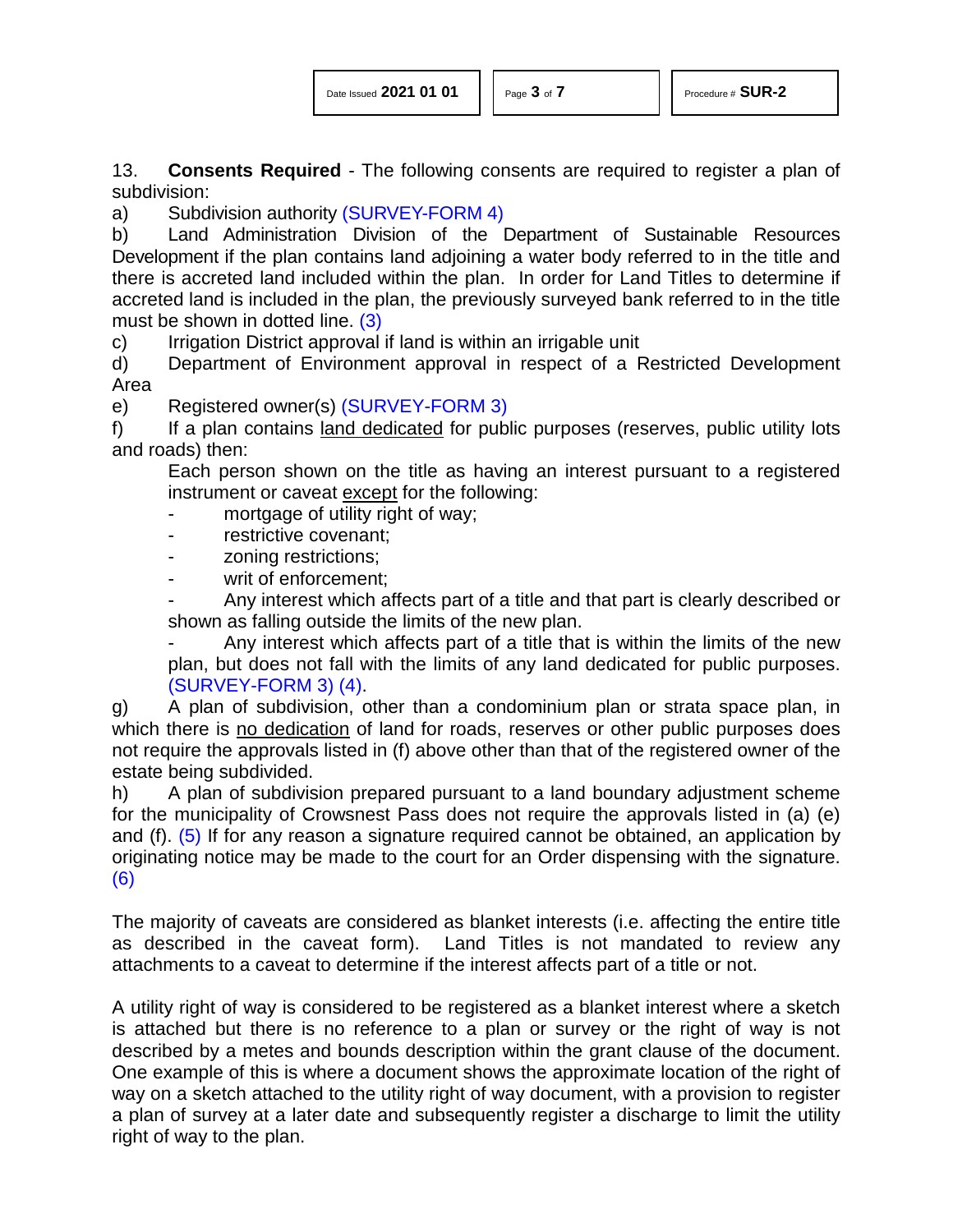13. **Consents Required** - The following consents are required to register a plan of subdivision:

a) Subdivision authority (SURVEY-FORM 4)

b) Land Administration Division of the Department of Sustainable Resources Development if the plan contains land adjoining a water body referred to in the title and there is accreted land included within the plan. In order for Land Titles to determine if accreted land is included in the plan, the previously surveyed bank referred to in the title must be shown in dotted line. (3)

c) Irrigation District approval if land is within an irrigable unit

d) Department of Environment approval in respect of a Restricted Development Area

e) Registered owner(s) (SURVEY-FORM 3)

f) If a plan contains land dedicated for public purposes (reserves, public utility lots and roads) then:

Each person shown on the title as having an interest pursuant to a registered instrument or caveat except for the following:

- mortgage of utility right of way;
- restrictive covenant;
- zoning restrictions;
- writ of enforcement;
- Any interest which affects part of a title and that part is clearly described or shown as falling outside the limits of the new plan.
- Any interest which affects part of a title that is within the limits of the new plan, but does not fall with the limits of any land dedicated for public purposes. (SURVEY-FORM 3) (4).

g) A plan of subdivision, other than a condominium plan or strata space plan, in which there is no dedication of land for roads, reserves or other public purposes does not require the approvals listed in (f) above other than that of the registered owner of the estate being subdivided.

h) A plan of subdivision prepared pursuant to a land boundary adjustment scheme for the municipality of Crowsnest Pass does not require the approvals listed in (a) (e) and (f). (5) If for any reason a signature required cannot be obtained, an application by originating notice may be made to the court for an Order dispensing with the signature. (6)

The majority of caveats are considered as blanket interests (i.e. affecting the entire title as described in the caveat form). Land Titles is not mandated to review any attachments to a caveat to determine if the interest affects part of a title or not.

A utility right of way is considered to be registered as a blanket interest where a sketch is attached but there is no reference to a plan or survey or the right of way is not described by a metes and bounds description within the grant clause of the document. One example of this is where a document shows the approximate location of the right of way on a sketch attached to the utility right of way document, with a provision to register a plan of survey at a later date and subsequently register a discharge to limit the utility right of way to the plan.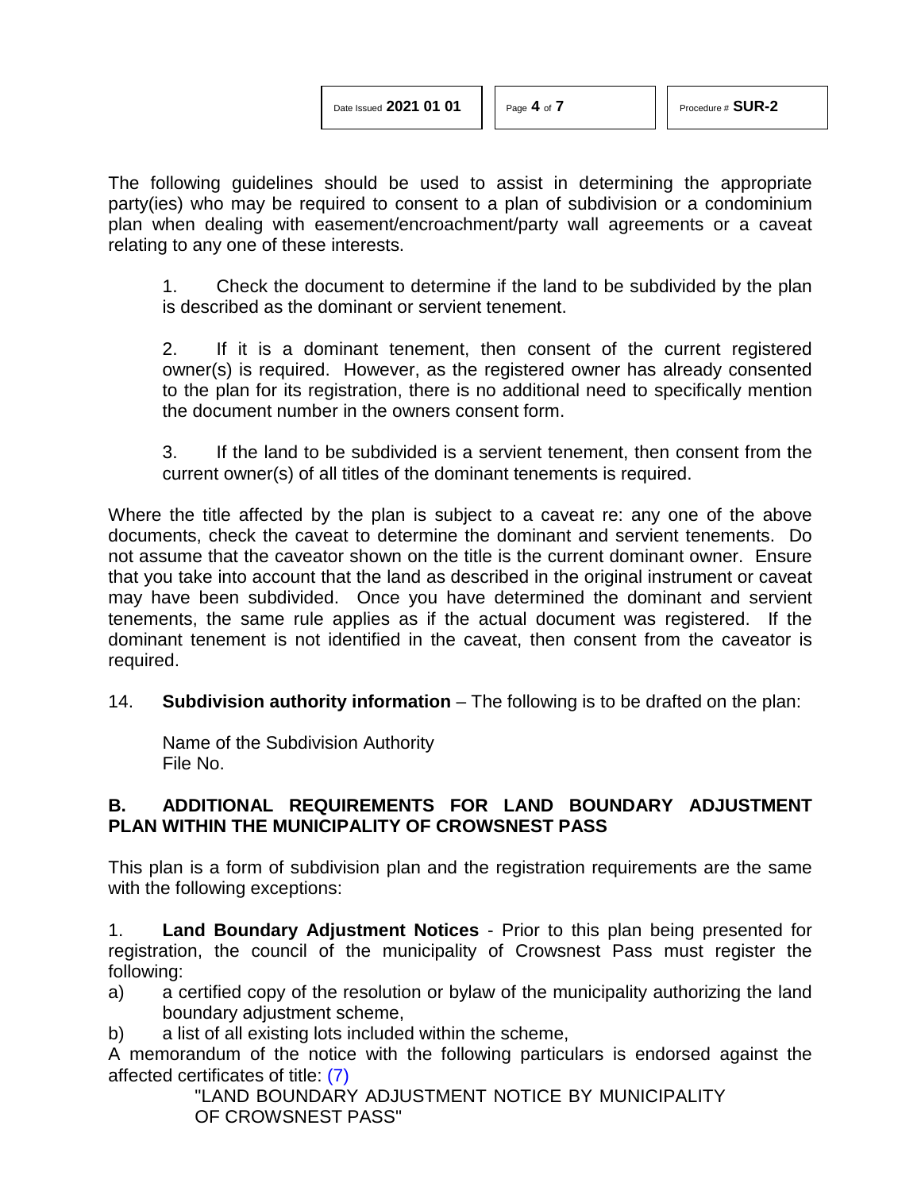The following guidelines should be used to assist in determining the appropriate party(ies) who may be required to consent to a plan of subdivision or a condominium plan when dealing with easement/encroachment/party wall agreements or a caveat relating to any one of these interests.

1. Check the document to determine if the land to be subdivided by the plan is described as the dominant or servient tenement.

2. If it is a dominant tenement, then consent of the current registered owner(s) is required. However, as the registered owner has already consented to the plan for its registration, there is no additional need to specifically mention the document number in the owners consent form.

3. If the land to be subdivided is a servient tenement, then consent from the current owner(s) of all titles of the dominant tenements is required.

Where the title affected by the plan is subject to a caveat re: any one of the above documents, check the caveat to determine the dominant and servient tenements. Do not assume that the caveator shown on the title is the current dominant owner. Ensure that you take into account that the land as described in the original instrument or caveat may have been subdivided. Once you have determined the dominant and servient tenements, the same rule applies as if the actual document was registered. If the dominant tenement is not identified in the caveat, then consent from the caveator is required.

14. **Subdivision authority information** – The following is to be drafted on the plan:

Name of the Subdivision Authority
File No.

## B. ADDITIONAL REQUIREMENTS FOR LAND BOUNDARY ADJUSTMENT PLAN WITHIN THE MUNICIPALITY OF CROWSNEST PASS

This plan is a form of subdivision plan and the registration requirements are the same with the following exceptions:

1. **Land Boundary Adjustment Notices** - Prior to this plan being presented for registration, the council of the municipality of Crowsnest Pass must register the following:

a) a certified copy of the resolution or bylaw of the municipality authorizing the land boundary adjustment scheme,

b) a list of all existing lots included within the scheme,

A memorandum of the notice with the following particulars is endorsed against the affected certificates of title: (7)

"LAND BOUNDARY ADJUSTMENT NOTICE BY MUNICIPALITY OF CROWSNEST PASS"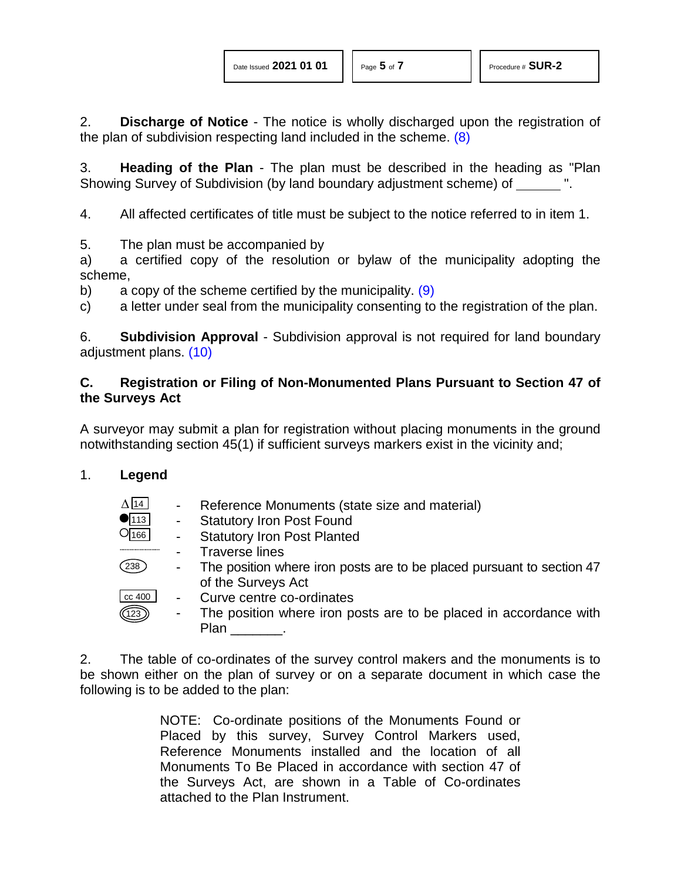2. **Discharge of Notice** - The notice is wholly discharged upon the registration of the plan of subdivision respecting land included in the scheme. (8)

3. **Heading of the Plan** - The plan must be described in the heading as "Plan Showing Survey of Subdivision (by land boundary adjustment scheme) of ______ ".

4. All affected certificates of title must be subject to the notice referred to in item 1.

5. The plan must be accompanied by
a) a certified copy of the resolution or bylaw of the municipality adopting the scheme,
b) a copy of the scheme certified by the municipality. (9)
c) a letter under seal from the municipality consenting to the registration of the plan.

6. **Subdivision Approval** - Subdivision approval is not required for land boundary adjustment plans. (10)

## C. Registration or Filing of Non-Monumented Plans Pursuant to Section 47 of the Surveys Act

A surveyor may submit a plan for registration without placing monuments in the ground notwithstanding section 45(1) if sufficient surveys markers exist in the vicinity and;

1. **Legend**

| Symbol | | Description |
|---|---|---|
| Δ 14 | - | Reference Monuments (state size and material) |
| ● 113 | - | Statutory Iron Post Found |
| ○ 166 | - | Statutory Iron Post Planted |
| ........ | - | Traverse lines |
| (238) | - | The position where iron posts are to be placed pursuant to section 47 of the Surveys Act |
| cc 400 | - | Curve centre co-ordinates |
| ((123)) | - | The position where iron posts are to be placed in accordance with Plan _______. |

2. The table of co-ordinates of the survey control makers and the monuments is to be shown either on the plan of survey or on a separate document in which case the following is to be added to the plan:

> NOTE: Co-ordinate positions of the Monuments Found or Placed by this survey, Survey Control Markers used, Reference Monuments installed and the location of all Monuments To Be Placed in accordance with section 47 of the Surveys Act, are shown in a Table of Co-ordinates attached to the Plan Instrument.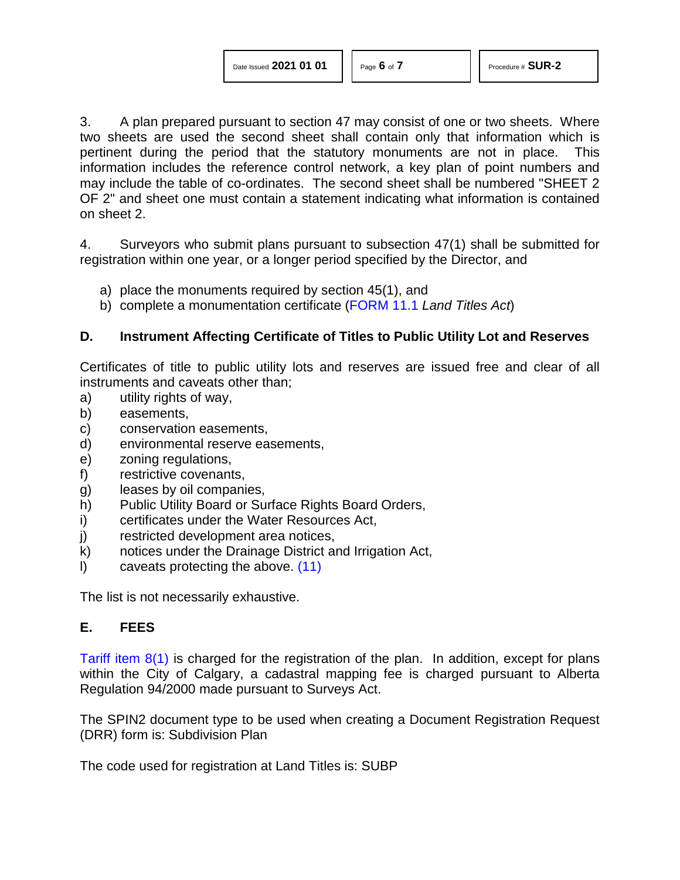3. A plan prepared pursuant to section 47 may consist of one or two sheets. Where two sheets are used the second sheet shall contain only that information which is pertinent during the period that the statutory monuments are not in place. This information includes the reference control network, a key plan of point numbers and may include the table of co-ordinates. The second sheet shall be numbered "SHEET 2 OF 2" and sheet one must contain a statement indicating what information is contained on sheet 2.

4. Surveyors who submit plans pursuant to subsection 47(1) shall be submitted for registration within one year, or a longer period specified by the Director, and

a) place the monuments required by section 45(1), and
b) complete a monumentation certificate (FORM 11.1 *Land Titles Act*)

## D. Instrument Affecting Certificate of Titles to Public Utility Lot and Reserves

Certificates of title to public utility lots and reserves are issued free and clear of all instruments and caveats other than;

a) utility rights of way,
b) easements,
c) conservation easements,
d) environmental reserve easements,
e) zoning regulations,
f) restrictive covenants,
g) leases by oil companies,
h) Public Utility Board or Surface Rights Board Orders,
i) certificates under the Water Resources Act,
j) restricted development area notices,
k) notices under the Drainage District and Irrigation Act,
l) caveats protecting the above. (11)

The list is not necessarily exhaustive.

## E. FEES

Tariff item 8(1) is charged for the registration of the plan. In addition, except for plans within the City of Calgary, a cadastral mapping fee is charged pursuant to Alberta Regulation 94/2000 made pursuant to Surveys Act.

The SPIN2 document type to be used when creating a Document Registration Request (DRR) form is: Subdivision Plan

The code used for registration at Land Titles is: SUBP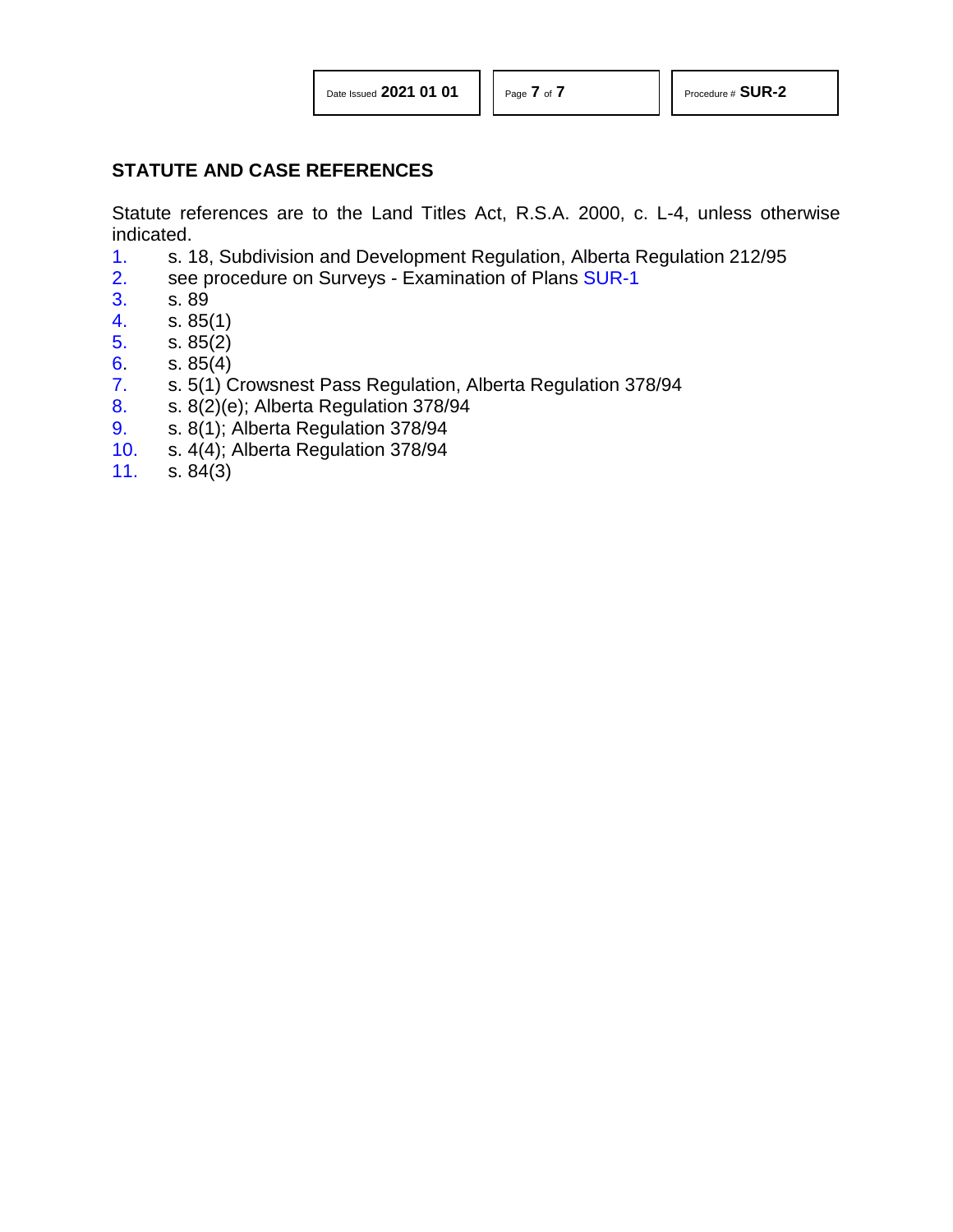## STATUTE AND CASE REFERENCES

Statute references are to the Land Titles Act, R.S.A. 2000, c. L-4, unless otherwise indicated.

1. s. 18, Subdivision and Development Regulation, Alberta Regulation 212/95
2. see procedure on Surveys - Examination of Plans SUR-1
3. s. 89
4. s. 85(1)
5. s. 85(2)
6. s. 85(4)
7. s. 5(1) Crowsnest Pass Regulation, Alberta Regulation 378/94
8. s. 8(2)(e); Alberta Regulation 378/94
9. s. 8(1); Alberta Regulation 378/94
10. s. 4(4); Alberta Regulation 378/94
11. s. 84(3)